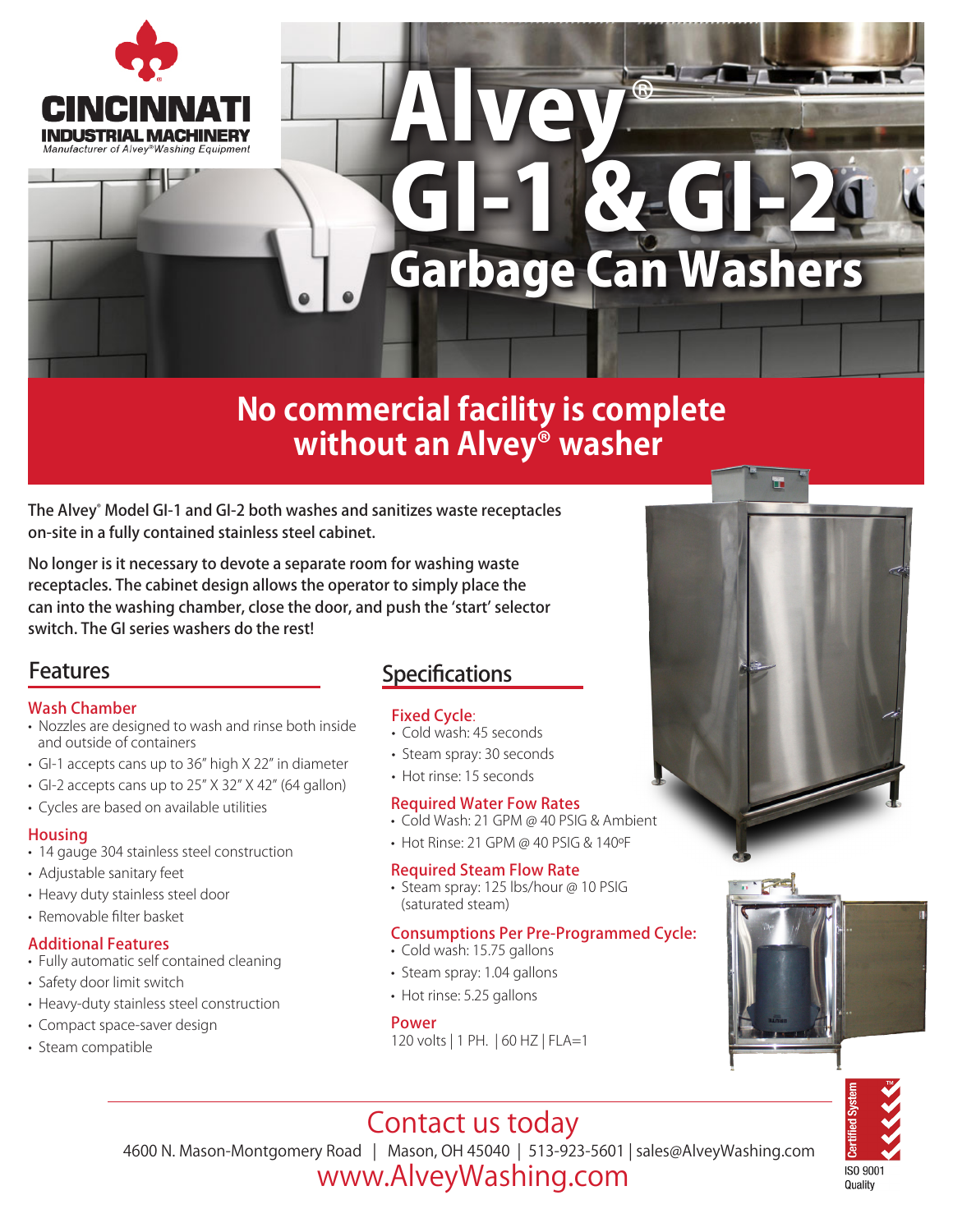CINCINNATI
INDUSTRIAL MACHINERY
*Manufacturer of Alvey® Washing Equipment*

# Alvey® GI-1 & GI-2 Garbage Can Washers

## No commercial facility is complete without an Alvey® washer

**The Alvey® Model GI-1 and GI-2 both washes and sanitizes waste receptacles on-site in a fully contained stainless steel cabinet.**

**No longer is it necessary to devote a separate room for washing waste receptacles. The cabinet design allows the operator to simply place the can into the washing chamber, close the door, and push the 'start' selector switch. The GI series washers do the rest!**

## Features

### Wash Chamber

- Nozzles are designed to wash and rinse both inside and outside of containers
- GI-1 accepts cans up to 36" high X 22" in diameter
- GI-2 accepts cans up to 25" X 32" X 42" (64 gallon)
- Cycles are based on available utilities

### Housing

- 14 gauge 304 stainless steel construction
- Adjustable sanitary feet
- Heavy duty stainless steel door
- Removable filter basket

### Additional Features

- Fully automatic self contained cleaning
- Safety door limit switch
- Heavy-duty stainless steel construction
- Compact space-saver design
- Steam compatible

## Specifications

### Fixed Cycle:

- Cold wash: 45 seconds
- Steam spray: 30 seconds
- Hot rinse: 15 seconds

### Required Water Fow Rates

- Cold Wash: 21 GPM @ 40 PSIG & Ambient
- Hot Rinse: 21 GPM @ 40 PSIG & 140ºF

### Required Steam Flow Rate

- Steam spray: 125 lbs/hour @ 10 PSIG (saturated steam)

### Consumptions Per Pre-Programmed Cycle:

- Cold wash: 15.75 gallons
- Steam spray: 1.04 gallons
- Hot rinse: 5.25 gallons

### Power

120 volts | 1 PH. | 60 HZ | FLA=1

## Contact us today

4600 N. Mason-Montgomery Road | Mason, OH 45040 | 513-923-5601 | sales@AlveyWashing.com

www.AlveyWashing.com

Certified System ISO 9001 Quality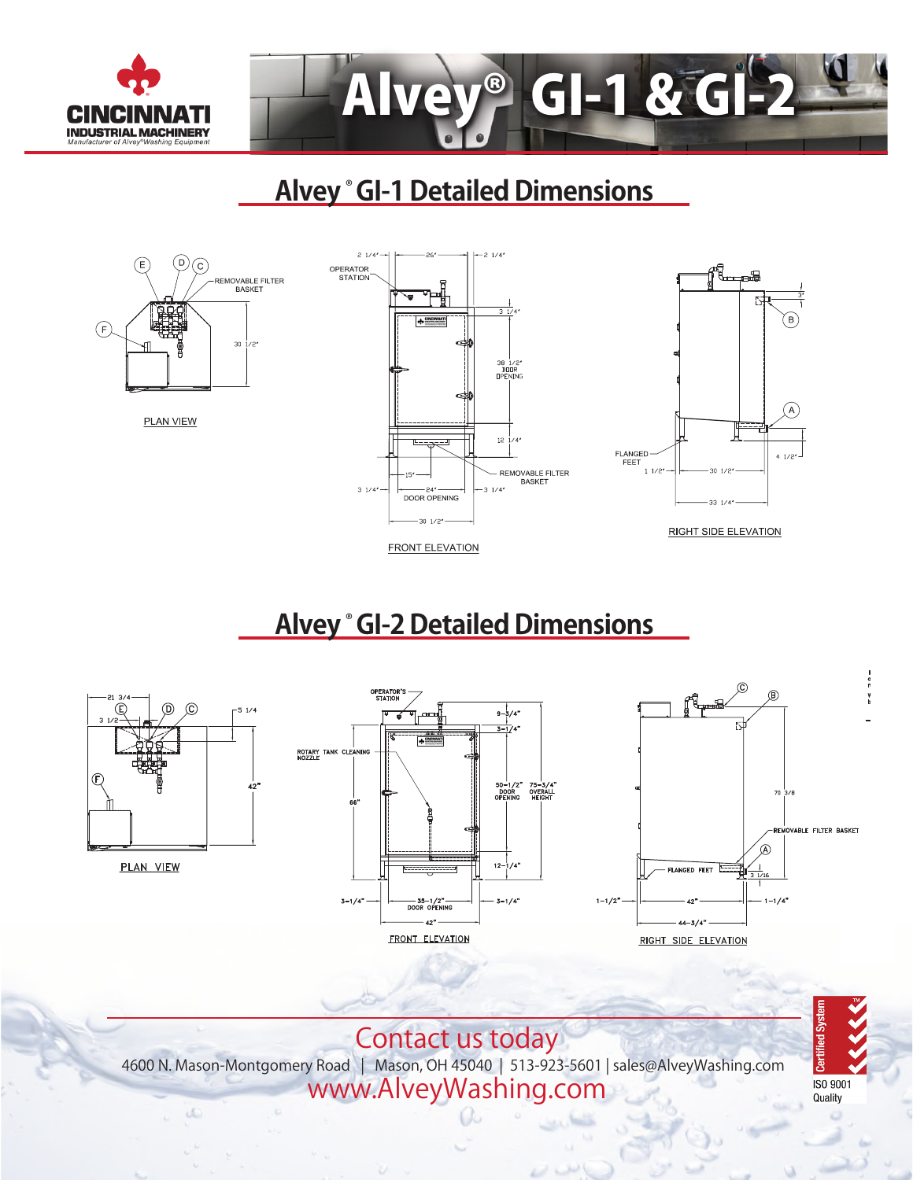# Alvey® GI-1 & GI-2

## Alvey® GI-1 Detailed Dimensions

REMOVABLE FILTER BASKET

30 1/2"

PLAN VIEW

2 1/4"

26"

2 1/4"

OPERATOR STATION

3 1/4"

38 1/2" DOOR OPENING

12 1/4"

15"

REMOVABLE FILTER BASKET

3 1/4"

24" DOOR OPENING

3 1/4"

30 1/2"

FRONT ELEVATION

3"

FLANGED FEET

4 1/2"

1 1/2"

30 1/2"

33 1/4"

RIGHT SIDE ELEVATION

## Alvey® GI-2 Detailed Dimensions

21 3/4

3 1/2

5 1/4

42"

PLAN VIEW

OPERATOR'S STATION

ROTARY TANK CLEANING NOZZLE

9-3/4"

3-1/4"

66"

50-1/2" DOOR OPENING

75-3/4" OVERALL HEIGHT

12-1/4"

3-1/4"

35-1/2" DOOR OPENING

3-1/4"

42"

FRONT ELEVATION

70 3/8

REMOVABLE FILTER BASKET

FLANGED FEET

3 1/16

1-1/2"

42"

1-1/4"

44-3/4"

RIGHT SIDE ELEVATION

Contact us today

4600 N. Mason-Montgomery Road | Mason, OH 45040 | 513-923-5601 | sales@AlveyWashing.com

www.AlveyWashing.com

Certified System ISO 9001 Quality